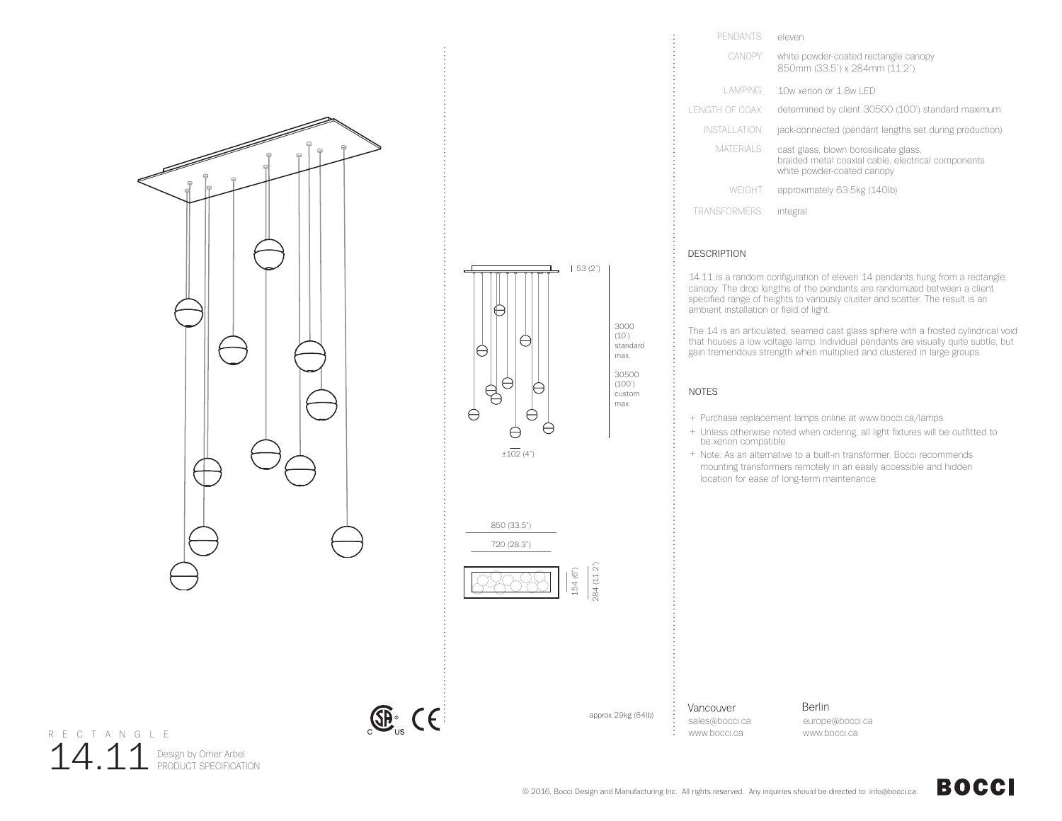| | |
|---|---|
| PENDANTS: | eleven |
| CANOPY: | white powder-coated rectangle canopy 850mm (33.5") x 284mm (11.2") |
| LAMPING: | 10w xenon or 1.8w LED |
| LENGTH OF COAX: | determined by client 30500 (100') standard maximum |
| INSTALLATION: | jack-connected (pendant lengths set during production) |
| MATERIALS: | cast glass, blown borosilicate glass, braided metal coaxial cable, electrical components white powder-coated canopy |
| WEIGHT: | approximately 63.5kg (140lb) |
| TRANSFORMERS: | integral |

## DESCRIPTION

14.11 is a random configuration of eleven 14 pendants hung from a rectangle canopy. The drop lengths of the pendants are randomized between a client specified range of heights to variously cluster and scatter. The result is an ambient installation or field of light.

The 14 is an articulated, seamed cast glass sphere with a frosted cylindrical void that houses a low voltage lamp. Individual pendants are visually quite subtle, but gain tremendous strength when multiplied and clustered in large groups.

## NOTES

+ Purchase replacement lamps online at www.bocci.ca/lamps
+ Unless otherwise noted when ordering, all light fixtures will be outfitted to be xenon compatible.
+ Note: As an alternative to a built-in transformer, Bocci recommends mounting transformers remotely in an easily accessible and hidden location for ease of long-term maintenance.

53 (2")

3000 (10') standard max.

30500 (100') custom max.

±102 (4")

850 (33.5")

720 (28.3")

154 (6")

284 (11.2")

approx 29kg (64lb)

Vancouver
sales@bocci.ca
www.bocci.ca

Berlin
europe@bocci.ca
www.bocci.ca

R E C T A N G L E

# 14.11

Design by Omer Arbel
PRODUCT SPECIFICATION

© 2016, Bocci Design and Manufacturing Inc. All rights reserved. Any inquiries should be directed to: info@bocci.ca.

BOCCI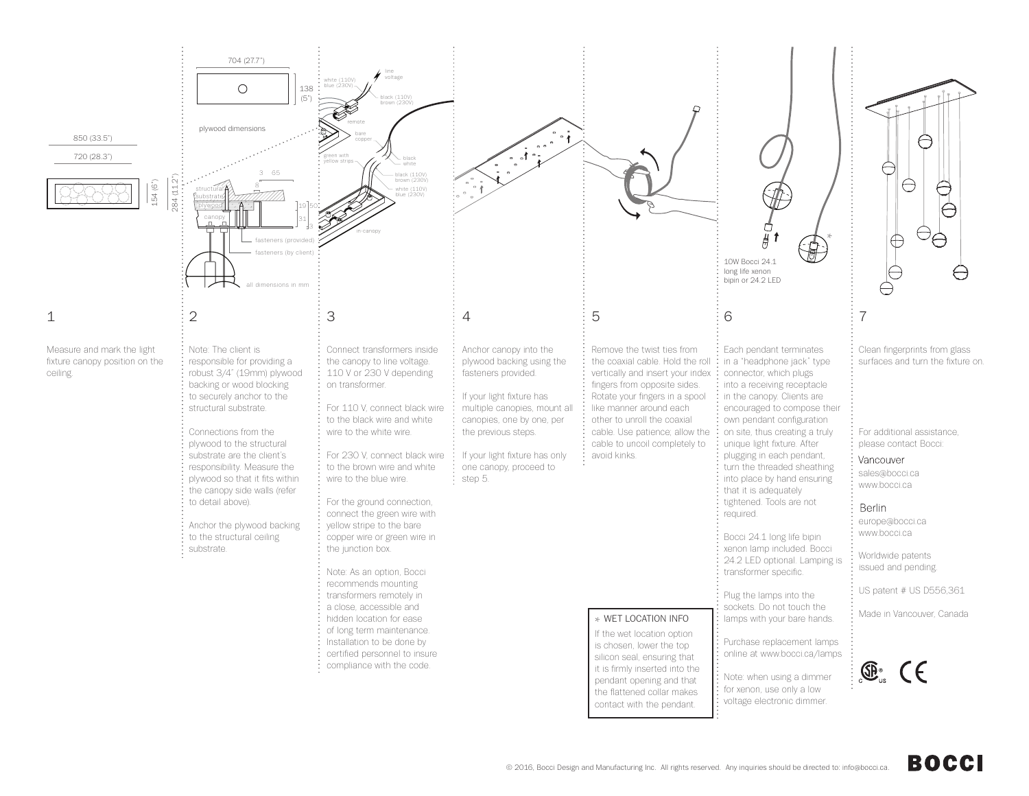850 (33.5")

720 (28.3")

154 (6")

284 (11.2")

704 (27.7")

138 (5")

plywood dimensions

structural substrate

plywood

canopy

3 65

8

19 50

31

3

fasteners (provided)

fasteners (by client)

all dimensions in mm

white (110V) blue (230V)

line voltage

black (110V) brown (230V)

remote

bare copper

green with yellow strips

black white

black (110V) brown (230V)

white (110V) blue (230V)

in-canopy

10W Bocci 24.1 long life xenon bipin or 24.2 LED

## 1

Measure and mark the light fixture canopy position on the ceiling.

## 2

Note: The client is responsible for providing a robust 3/4" (19mm) plywood backing or wood blocking to securely anchor to the structural substrate.

Connections from the plywood to the structural substrate are the client's responsibility. Measure the plywood so that it fits within the canopy side walls (refer to detail above).

Anchor the plywood backing to the structural ceiling substrate.

## 3

Connect transformers inside the canopy to line voltage. 110 V or 230 V depending on transformer.

For 110 V, connect black wire to the black wire and white wire to the white wire.

For 230 V, connect black wire to the brown wire and white wire to the blue wire.

For the ground connection, connect the green wire with yellow stripe to the bare copper wire or green wire in the junction box.

Note: As an option, Bocci recommends mounting transformers remotely in a close, accessible and hidden location for ease of long term maintenance. Installation to be done by certified personnel to insure compliance with the code.

## 4

Anchor canopy into the plywood backing using the fasteners provided.

If your light fixture has multiple canopies, mount all canopies, one by one, per the previous steps.

If your light fixture has only one canopy, proceed to step 5.

## 5

Remove the twist ties from the coaxial cable. Hold the roll vertically and insert your index fingers from opposite sides. Rotate your fingers in a spool like manner around each other to unroll the coaxial cable. Use patience; allow the cable to uncoil completely to avoid kinks.

**\* WET LOCATION INFO**

If the wet location option is chosen, lower the top silicon seal, ensuring that it is firmly inserted into the pendant opening and that the flattened collar makes contact with the pendant.

## 6

Each pendant terminates in a "headphone jack" type connector, which plugs into a receiving receptacle in the canopy. Clients are encouraged to compose their own pendant configuration on site, thus creating a truly unique light fixture. After plugging in each pendant, turn the threaded sheathing into place by hand ensuring that it is adequately tightened. Tools are not required.

Bocci 24.1 long life bipin xenon lamp included. Bocci 24.2 LED optional. Lamping is transformer specific.

Plug the lamps into the sockets. Do not touch the lamps with your bare hands.

Purchase replacement lamps online at www.bocci.ca/lamps

Note: when using a dimmer for xenon, use only a low voltage electronic dimmer.

## 7

Clean fingerprints from glass surfaces and turn the fixture on.

For additional assistance, please contact Bocci:

Vancouver
sales@bocci.ca
www.bocci.ca

Berlin
europe@bocci.ca
www.bocci.ca

Worldwide patents issued and pending.

US patent # US D556,361

Made in Vancouver, Canada

© 2016, Bocci Design and Manufacturing Inc. All rights reserved. Any inquiries should be directed to: info@bocci.ca.

BOCCI